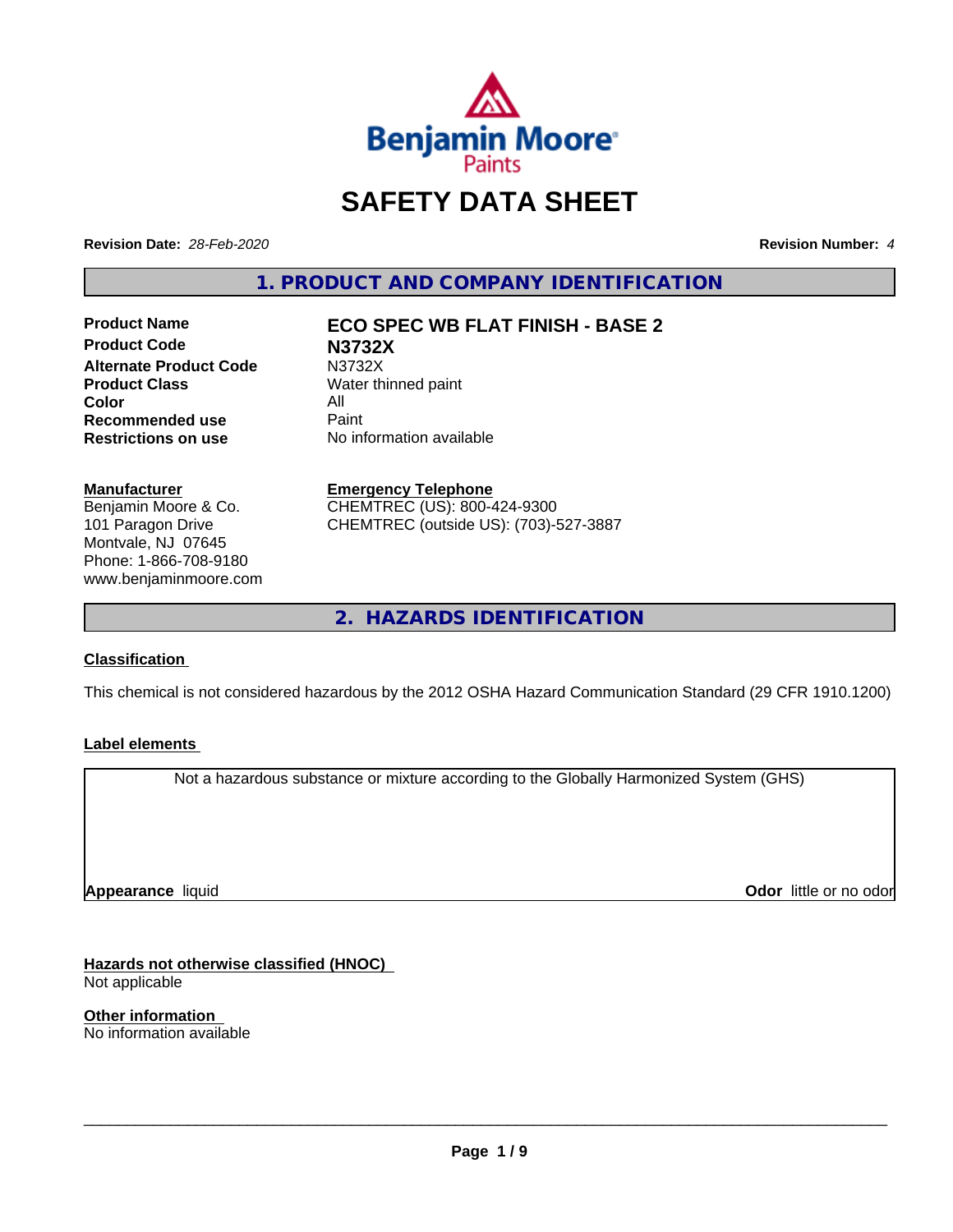# SAFETY DATA SHEET

**Revision Date:** *28-Feb-2020* **Revision Number:** *4*

## 1. PRODUCT AND COMPANY IDENTIFICATION

| | |
|---|---|
| **Product Name** | **ECO SPEC WB FLAT FINISH - BASE 2** |
| **Product Code** | **N3732X** |
| **Alternate Product Code** | N3732X |
| **Product Class** | Water thinned paint |
| **Color** | All |
| **Recommended use** | Paint |
| **Restrictions on use** | No information available |

**Manufacturer**
Benjamin Moore & Co.
101 Paragon Drive
Montvale, NJ 07645
Phone: 1-866-708-9180
www.benjaminmoore.com

**Emergency Telephone**
CHEMTREC (US): 800-424-9300
CHEMTREC (outside US): (703)-527-3887

## 2. HAZARDS IDENTIFICATION

**Classification**

This chemical is not considered hazardous by the 2012 OSHA Hazard Communication Standard (29 CFR 1910.1200)

**Label elements**

Not a hazardous substance or mixture according to the Globally Harmonized System (GHS)

**Appearance** liquid

**Odor** little or no odor

**Hazards not otherwise classified (HNOC)**
Not applicable

**Other information**
No information available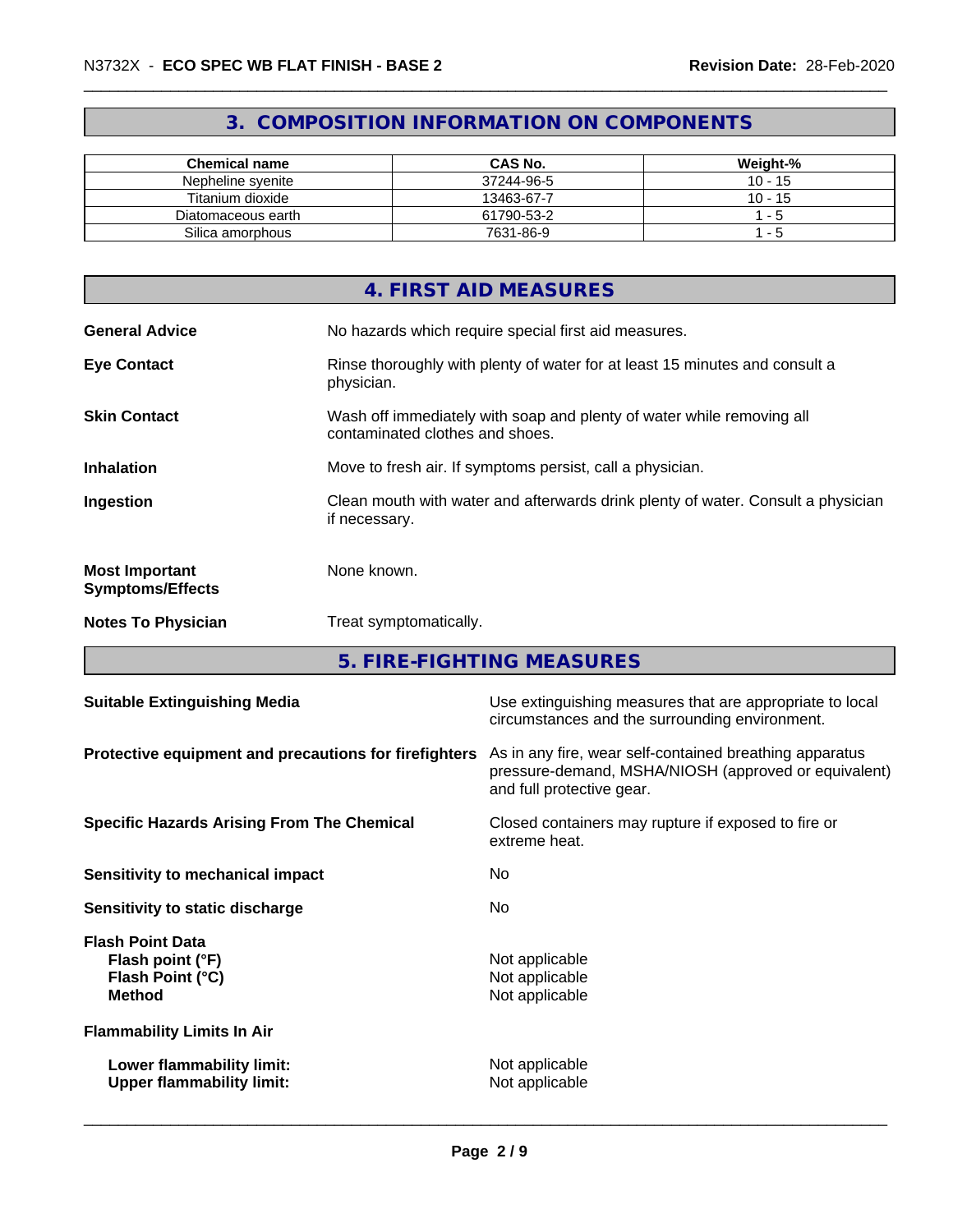## 3. COMPOSITION INFORMATION ON COMPONENTS

| Chemical name | CAS No. | Weight-% |
|---|---|---|
| Nepheline syenite | 37244-96-5 | 10 - 15 |
| Titanium dioxide | 13463-67-7 | 10 - 15 |
| Diatomaceous earth | 61790-53-2 | 1 - 5 |
| Silica amorphous | 7631-86-9 | 1 - 5 |

## 4. FIRST AID MEASURES

**General Advice** No hazards which require special first aid measures.

**Eye Contact** Rinse thoroughly with plenty of water for at least 15 minutes and consult a physician.

**Skin Contact** Wash off immediately with soap and plenty of water while removing all contaminated clothes and shoes.

**Inhalation** Move to fresh air. If symptoms persist, call a physician.

**Ingestion** Clean mouth with water and afterwards drink plenty of water. Consult a physician if necessary.

**Most Important Symptoms/Effects** None known.

**Notes To Physician** Treat symptomatically.

## 5. FIRE-FIGHTING MEASURES

**Suitable Extinguishing Media** Use extinguishing measures that are appropriate to local circumstances and the surrounding environment.

**Protective equipment and precautions for firefighters** As in any fire, wear self-contained breathing apparatus pressure-demand, MSHA/NIOSH (approved or equivalent) and full protective gear.

**Specific Hazards Arising From The Chemical** Closed containers may rupture if exposed to fire or extreme heat.

**Sensitivity to mechanical impact** No

**Sensitivity to static discharge** No

**Flash Point Data**
**Flash point (°F)** Not applicable
**Flash Point (°C)** Not applicable
**Method** Not applicable

**Flammability Limits In Air**

**Lower flammability limit:** Not applicable
**Upper flammability limit:** Not applicable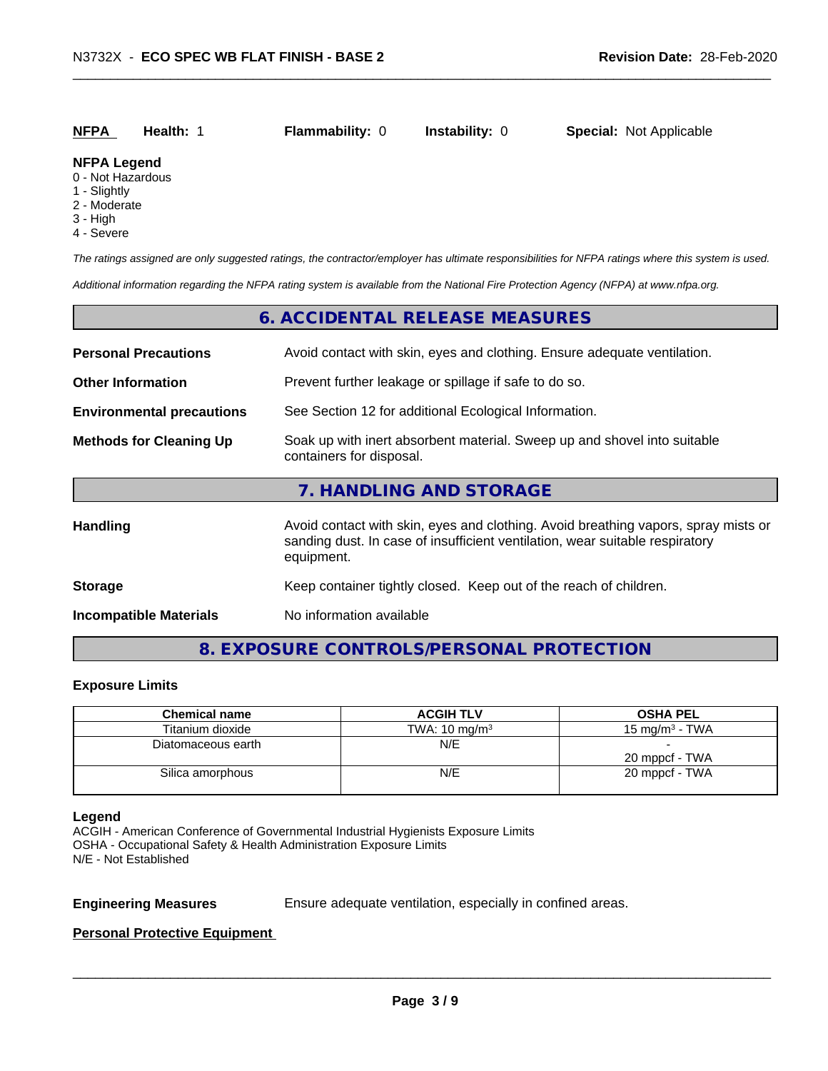**NFPA** **Health:** 1 **Flammability:** 0 **Instability:** 0 **Special:** Not Applicable

**NFPA Legend**
0 - Not Hazardous
1 - Slightly
2 - Moderate
3 - High
4 - Severe

*The ratings assigned are only suggested ratings, the contractor/employer has ultimate responsibilities for NFPA ratings where this system is used.*

*Additional information regarding the NFPA rating system is available from the National Fire Protection Agency (NFPA) at www.nfpa.org.*

## 6. ACCIDENTAL RELEASE MEASURES

**Personal Precautions** Avoid contact with skin, eyes and clothing. Ensure adequate ventilation.

**Other Information** Prevent further leakage or spillage if safe to do so.

**Environmental precautions** See Section 12 for additional Ecological Information.

**Methods for Cleaning Up** Soak up with inert absorbent material. Sweep up and shovel into suitable containers for disposal.

## 7. HANDLING AND STORAGE

**Handling** Avoid contact with skin, eyes and clothing. Avoid breathing vapors, spray mists or sanding dust. In case of insufficient ventilation, wear suitable respiratory equipment.

**Storage** Keep container tightly closed. Keep out of the reach of children.

**Incompatible Materials** No information available

## 8. EXPOSURE CONTROLS/PERSONAL PROTECTION

### Exposure Limits

| Chemical name | ACGIH TLV | OSHA PEL |
|---|---|---|
| Titanium dioxide | TWA: 10 mg/m³ | 15 mg/m³ - TWA |
| Diatomaceous earth | N/E | -<br>20 mppcf - TWA |
| Silica amorphous | N/E | 20 mppcf - TWA |

**Legend**
ACGIH - American Conference of Governmental Industrial Hygienists Exposure Limits
OSHA - Occupational Safety & Health Administration Exposure Limits
N/E - Not Established

**Engineering Measures** Ensure adequate ventilation, especially in confined areas.

**Personal Protective Equipment**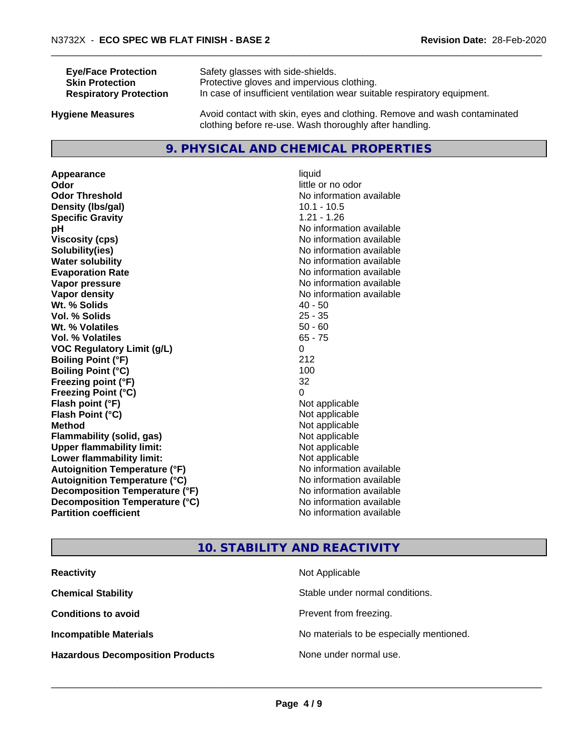| | |
|---|---|
| **Eye/Face Protection** | Safety glasses with side-shields. |
| **Skin Protection** | Protective gloves and impervious clothing. |
| **Respiratory Protection** | In case of insufficient ventilation wear suitable respiratory equipment. |
| **Hygiene Measures** | Avoid contact with skin, eyes and clothing. Remove and wash contaminated clothing before re-use. Wash thoroughly after handling. |

## 9. PHYSICAL AND CHEMICAL PROPERTIES

| | |
|---|---|
| **Appearance** | liquid |
| **Odor** | little or no odor |
| **Odor Threshold** | No information available |
| **Density (lbs/gal)** | 10.1 - 10.5 |
| **Specific Gravity** | 1.21 - 1.26 |
| **pH** | No information available |
| **Viscosity (cps)** | No information available |
| **Solubility(ies)** | No information available |
| **Water solubility** | No information available |
| **Evaporation Rate** | No information available |
| **Vapor pressure** | No information available |
| **Vapor density** | No information available |
| **Wt. % Solids** | 40 - 50 |
| **Vol. % Solids** | 25 - 35 |
| **Wt. % Volatiles** | 50 - 60 |
| **Vol. % Volatiles** | 65 - 75 |
| **VOC Regulatory Limit (g/L)** | 0 |
| **Boiling Point (°F)** | 212 |
| **Boiling Point (°C)** | 100 |
| **Freezing point (°F)** | 32 |
| **Freezing Point (°C)** | 0 |
| **Flash point (°F)** | Not applicable |
| **Flash Point (°C)** | Not applicable |
| **Method** | Not applicable |
| **Flammability (solid, gas)** | Not applicable |
| **Upper flammability limit:** | Not applicable |
| **Lower flammability limit:** | Not applicable |
| **Autoignition Temperature (°F)** | No information available |
| **Autoignition Temperature (°C)** | No information available |
| **Decomposition Temperature (°F)** | No information available |
| **Decomposition Temperature (°C)** | No information available |
| **Partition coefficient** | No information available |

## 10. STABILITY AND REACTIVITY

| | |
|---|---|
| **Reactivity** | Not Applicable |
| **Chemical Stability** | Stable under normal conditions. |
| **Conditions to avoid** | Prevent from freezing. |
| **Incompatible Materials** | No materials to be especially mentioned. |
| **Hazardous Decomposition Products** | None under normal use. |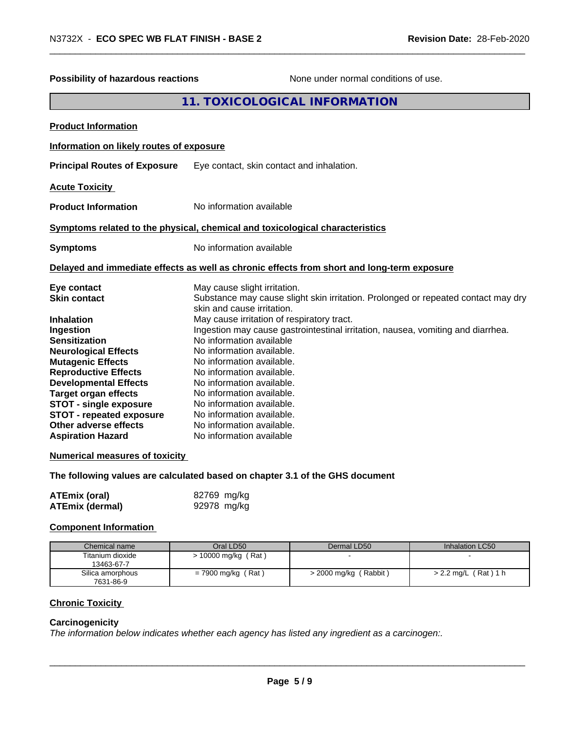**Possibility of hazardous reactions** None under normal conditions of use.

## 11. TOXICOLOGICAL INFORMATION

**Product Information**

**Information on likely routes of exposure**

**Principal Routes of Exposure** Eye contact, skin contact and inhalation.

**Acute Toxicity**

**Product Information** No information available

**Symptoms related to the physical, chemical and toxicological characteristics**

**Symptoms** No information available

**Delayed and immediate effects as well as chronic effects from short and long-term exposure**

| | |
|---|---|
| **Eye contact** | May cause slight irritation. |
| **Skin contact** | Substance may cause slight skin irritation. Prolonged or repeated contact may dry skin and cause irritation. |
| **Inhalation** | May cause irritation of respiratory tract. |
| **Ingestion** | Ingestion may cause gastrointestinal irritation, nausea, vomiting and diarrhea. |
| **Sensitization** | No information available |
| **Neurological Effects** | No information available. |
| **Mutagenic Effects** | No information available. |
| **Reproductive Effects** | No information available. |
| **Developmental Effects** | No information available. |
| **Target organ effects** | No information available. |
| **STOT - single exposure** | No information available. |
| **STOT - repeated exposure** | No information available. |
| **Other adverse effects** | No information available. |
| **Aspiration Hazard** | No information available |

**Numerical measures of toxicity**

**The following values are calculated based on chapter 3.1 of the GHS document**

| | |
|---|---|
| **ATEmix (oral)** | 82769 mg/kg |
| **ATEmix (dermal)** | 92978 mg/kg |

**Component Information**

| Chemical name | Oral LD50 | Dermal LD50 | Inhalation LC50 |
|---|---|---|---|
| Titanium dioxide 13463-67-7 | > 10000 mg/kg ( Rat ) | - | - |
| Silica amorphous 7631-86-9 | = 7900 mg/kg ( Rat ) | > 2000 mg/kg ( Rabbit ) | > 2.2 mg/L ( Rat ) 1 h |

**Chronic Toxicity**

**Carcinogenicity**

*The information below indicates whether each agency has listed any ingredient as a carcinogen:.*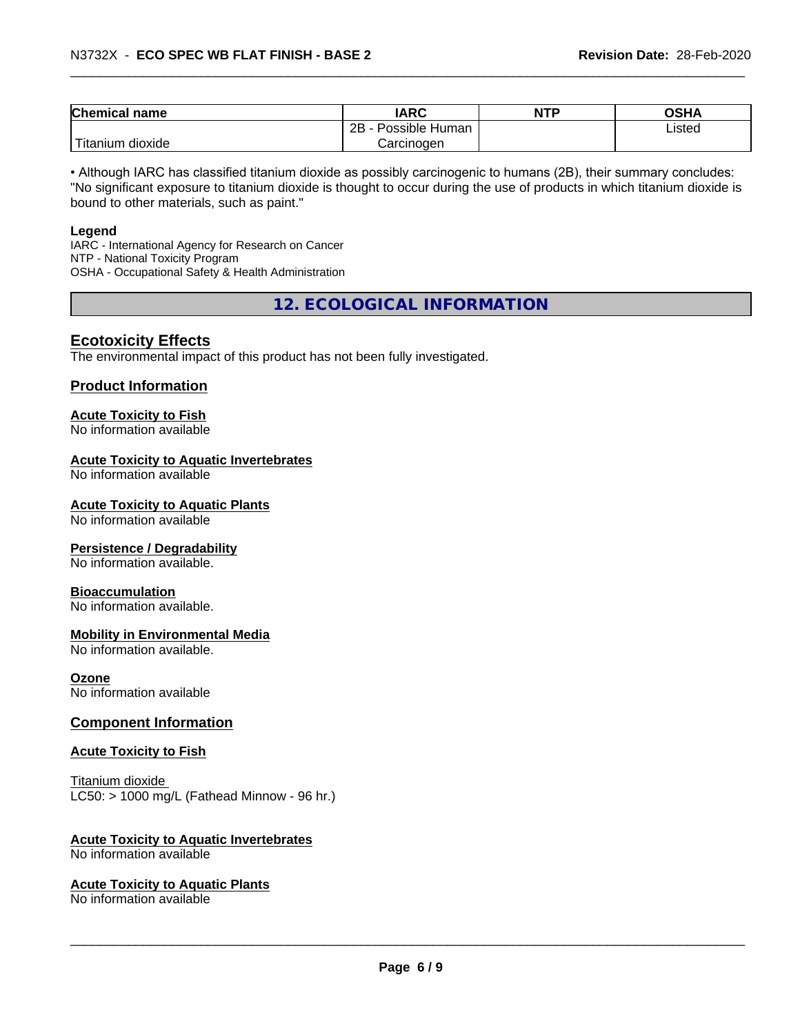| Chemical name | IARC | NTP | OSHA |
| --- | --- | --- | --- |
| Titanium dioxide | 2B - Possible Human Carcinogen | | Listed |

• Although IARC has classified titanium dioxide as possibly carcinogenic to humans (2B), their summary concludes: "No significant exposure to titanium dioxide is thought to occur during the use of products in which titanium dioxide is bound to other materials, such as paint."

**Legend**

IARC - International Agency for Research on Cancer
NTP - National Toxicity Program
OSHA - Occupational Safety & Health Administration

# 12. ECOLOGICAL INFORMATION

## Ecotoxicity Effects

The environmental impact of this product has not been fully investigated.

## Product Information

### Acute Toxicity to Fish

No information available

### Acute Toxicity to Aquatic Invertebrates

No information available

### Acute Toxicity to Aquatic Plants

No information available

### Persistence / Degradability

No information available.

### Bioaccumulation

No information available.

### Mobility in Environmental Media

No information available.

### Ozone

No information available

## Component Information

### Acute Toxicity to Fish

Titanium dioxide
LC50: > 1000 mg/L (Fathead Minnow - 96 hr.)

### Acute Toxicity to Aquatic Invertebrates

No information available

### Acute Toxicity to Aquatic Plants

No information available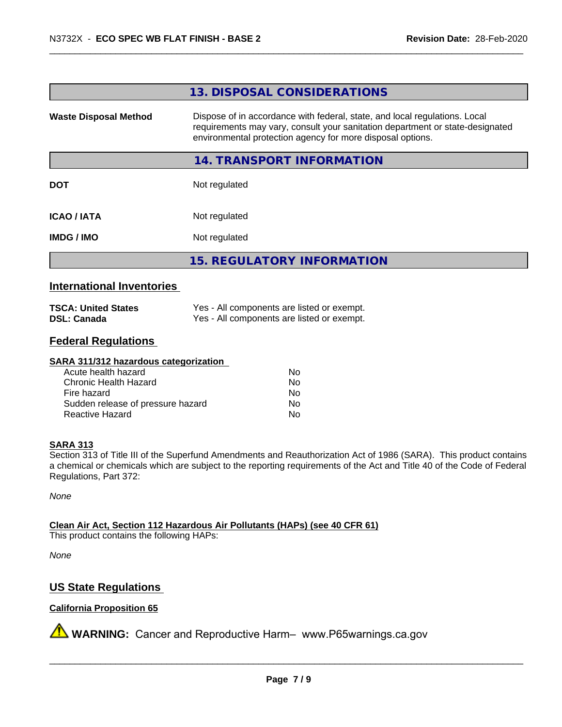## 13. DISPOSAL CONSIDERATIONS

| | |
|---|---|
| **Waste Disposal Method** | Dispose of in accordance with federal, state, and local regulations. Local requirements may vary, consult your sanitation department or state-designated environmental protection agency for more disposal options. |

## 14. TRANSPORT INFORMATION

| | |
|---|---|
| **DOT** | Not regulated |
| **ICAO / IATA** | Not regulated |
| **IMDG / IMO** | Not regulated |

## 15. REGULATORY INFORMATION

### International Inventories

| | |
|---|---|
| **TSCA: United States** | Yes - All components are listed or exempt. |
| **DSL: Canada** | Yes - All components are listed or exempt. |

### Federal Regulations

**SARA 311/312 hazardous categorization**

| | |
|---|---|
| Acute health hazard | No |
| Chronic Health Hazard | No |
| Fire hazard | No |
| Sudden release of pressure hazard | No |
| Reactive Hazard | No |

**SARA 313**

Section 313 of Title III of the Superfund Amendments and Reauthorization Act of 1986 (SARA). This product contains a chemical or chemicals which are subject to the reporting requirements of the Act and Title 40 of the Code of Federal Regulations, Part 372:

*None*

**Clean Air Act, Section 112 Hazardous Air Pollutants (HAPs) (see 40 CFR 61)**

This product contains the following HAPs:

*None*

### US State Regulations

**California Proposition 65**

⚠ **WARNING:** Cancer and Reproductive Harm– www.P65warnings.ca.gov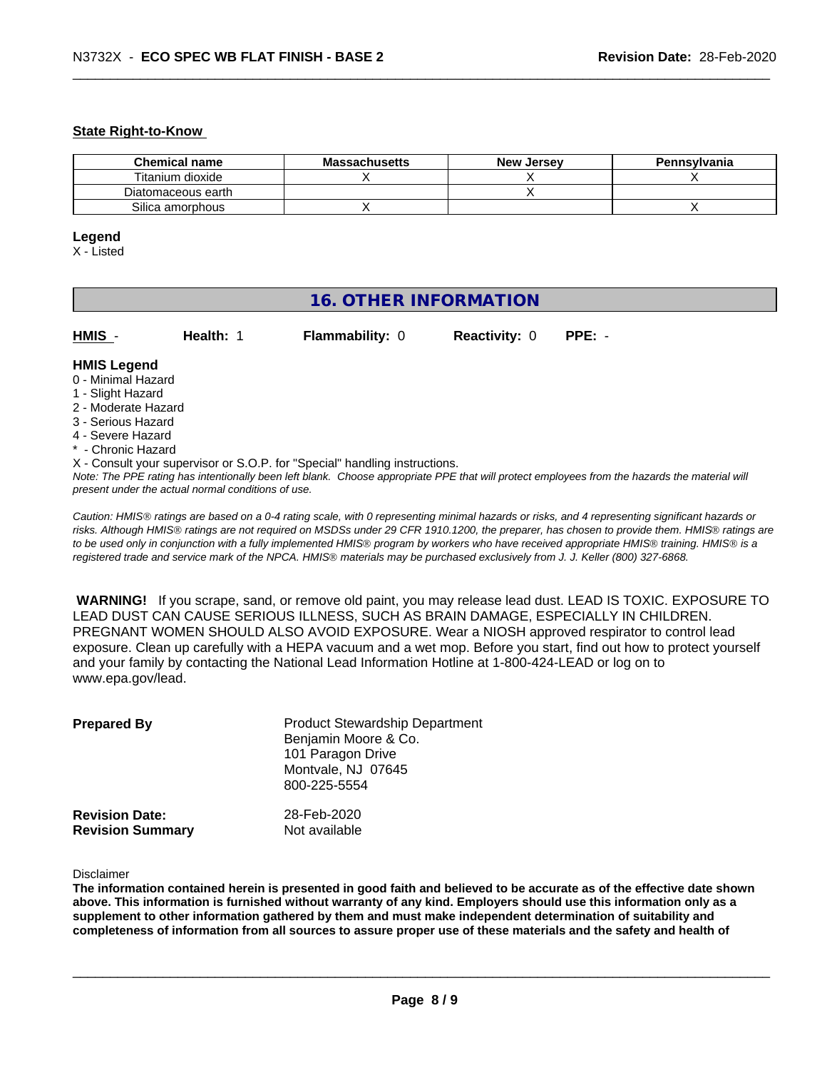**State Right-to-Know**

| Chemical name | Massachusetts | New Jersey | Pennsylvania |
| --- | --- | --- | --- |
| Titanium dioxide | X | X | X |
| Diatomaceous earth | | X | |
| Silica amorphous | X | | X |

**Legend**
X - Listed

## 16. OTHER INFORMATION

**HMIS** - **Health:** 1 **Flammability:** 0 **Reactivity:** 0 **PPE:** -

**HMIS Legend**
0 - Minimal Hazard
1 - Slight Hazard
2 - Moderate Hazard
3 - Serious Hazard
4 - Severe Hazard
* - Chronic Hazard
X - Consult your supervisor or S.O.P. for "Special" handling instructions.
*Note: The PPE rating has intentionally been left blank. Choose appropriate PPE that will protect employees from the hazards the material will present under the actual normal conditions of use.*

*Caution: HMIS® ratings are based on a 0-4 rating scale, with 0 representing minimal hazards or risks, and 4 representing significant hazards or risks. Although HMIS® ratings are not required on MSDSs under 29 CFR 1910.1200, the preparer, has chosen to provide them. HMIS® ratings are to be used only in conjunction with a fully implemented HMIS® program by workers who have received appropriate HMIS® training. HMIS® is a registered trade and service mark of the NPCA. HMIS® materials may be purchased exclusively from J. J. Keller (800) 327-6868.*

**WARNING!** If you scrape, sand, or remove old paint, you may release lead dust. LEAD IS TOXIC. EXPOSURE TO LEAD DUST CAN CAUSE SERIOUS ILLNESS, SUCH AS BRAIN DAMAGE, ESPECIALLY IN CHILDREN. PREGNANT WOMEN SHOULD ALSO AVOID EXPOSURE. Wear a NIOSH approved respirator to control lead exposure. Clean up carefully with a HEPA vacuum and a wet mop. Before you start, find out how to protect yourself and your family by contacting the National Lead Information Hotline at 1-800-424-LEAD or log on to www.epa.gov/lead.

**Prepared By**
Product Stewardship Department
Benjamin Moore & Co.
101 Paragon Drive
Montvale, NJ 07645
800-225-5554

**Revision Date:** 28-Feb-2020
**Revision Summary** Not available

Disclaimer
**The information contained herein is presented in good faith and believed to be accurate as of the effective date shown above. This information is furnished without warranty of any kind. Employers should use this information only as a supplement to other information gathered by them and must make independent determination of suitability and completeness of information from all sources to assure proper use of these materials and the safety and health of**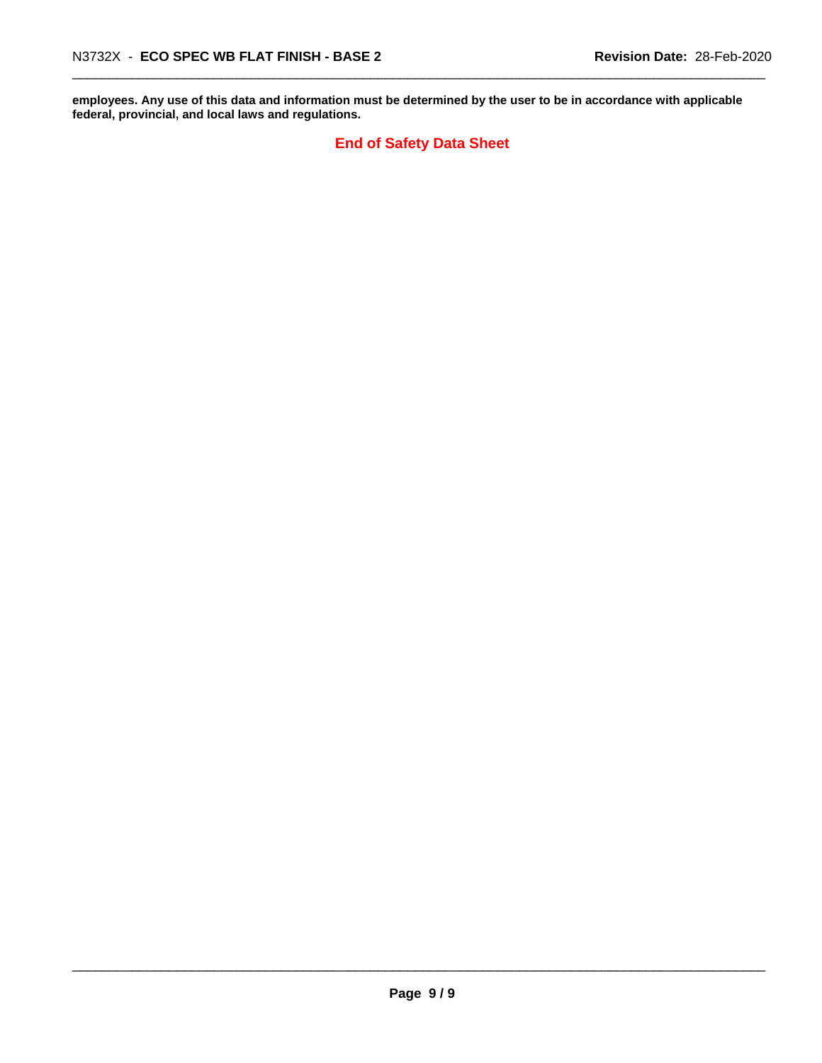**employees. Any use of this data and information must be determined by the user to be in accordance with applicable federal, provincial, and local laws and regulations.**

**End of Safety Data Sheet**